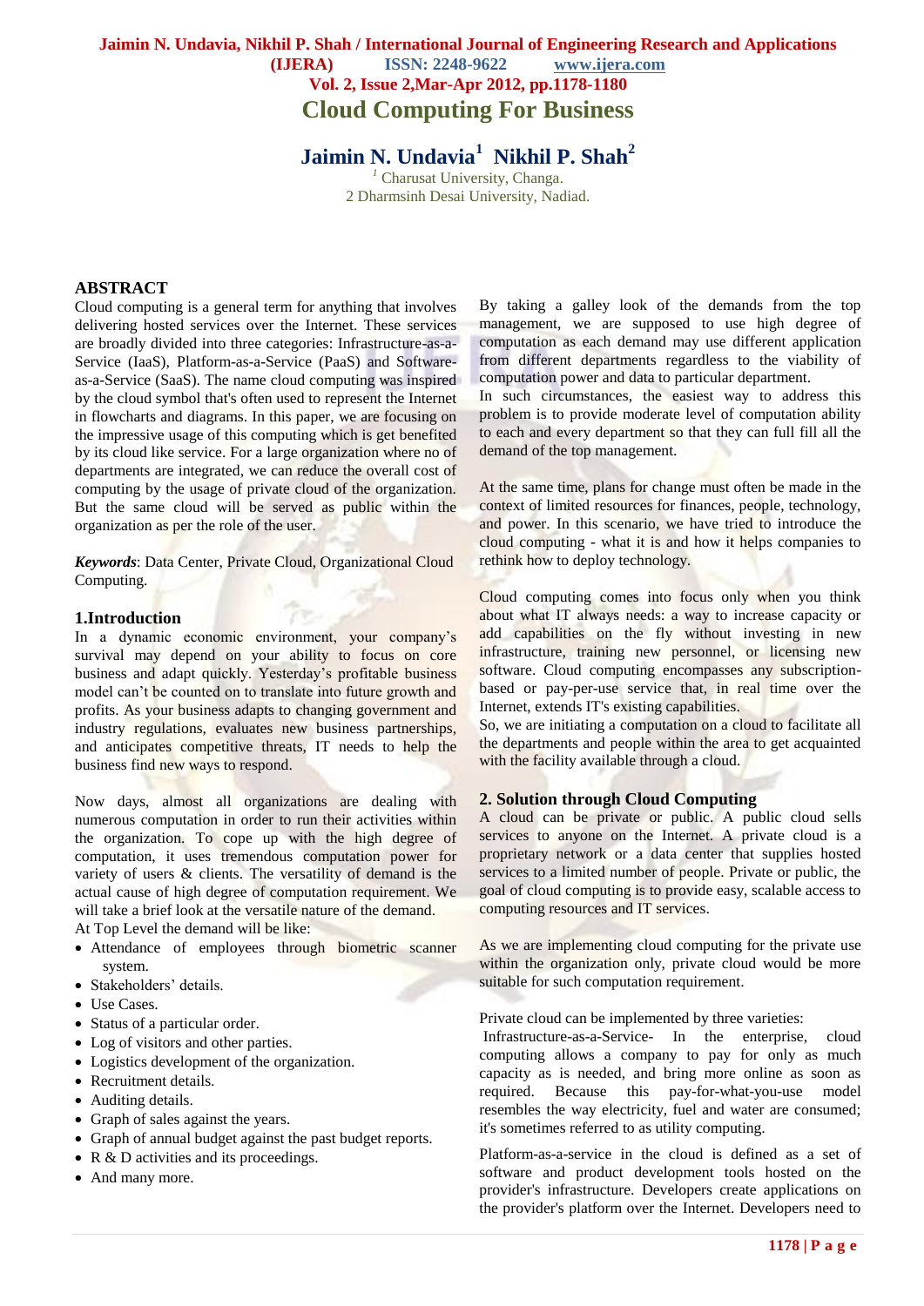# Cloud Computing For Business

**Jaimin N. Undavia[1] Nikhil P. Shah[2]**

[1] Charusat University, Changa.
2 Dharmsinh Desai University, Nadiad.

## ABSTRACT

Cloud computing is a general term for anything that involves delivering hosted services over the Internet. These services are broadly divided into three categories: Infrastructure-as-a-Service (IaaS), Platform-as-a-Service (PaaS) and Software-as-a-Service (SaaS). The name cloud computing was inspired by the cloud symbol that's often used to represent the Internet in flowcharts and diagrams. In this paper, we are focusing on the impressive usage of this computing which is get benefited by its cloud like service. For a large organization where no of departments are integrated, we can reduce the overall cost of computing by the usage of private cloud of the organization. But the same cloud will be served as public within the organization as per the role of the user.

***Keywords***: Data Center, Private Cloud, Organizational Cloud Computing.

## 1.Introduction

In a dynamic economic environment, your company's survival may depend on your ability to focus on core business and adapt quickly. Yesterday's profitable business model can't be counted on to translate into future growth and profits. As your business adapts to changing government and industry regulations, evaluates new business partnerships, and anticipates competitive threats, IT needs to help the business find new ways to respond.

Now days, almost all organizations are dealing with numerous computation in order to run their activities within the organization. To cope up with the high degree of computation, it uses tremendous computation power for variety of users & clients. The versatility of demand is the actual cause of high degree of computation requirement. We will take a brief look at the versatile nature of the demand.

At Top Level the demand will be like:

- Attendance of employees through biometric scanner system.
- Stakeholders' details.
- Use Cases.
- Status of a particular order.
- Log of visitors and other parties.
- Logistics development of the organization.
- Recruitment details.
- Auditing details.
- Graph of sales against the years.
- Graph of annual budget against the past budget reports.
- R & D activities and its proceedings.
- And many more.

By taking a galley look of the demands from the top management, we are supposed to use high degree of computation as each demand may use different application from different departments regardless to the viability of computation power and data to particular department.

In such circumstances, the easiest way to address this problem is to provide moderate level of computation ability to each and every department so that they can full fill all the demand of the top management.

At the same time, plans for change must often be made in the context of limited resources for finances, people, technology, and power. In this scenario, we have tried to introduce the cloud computing - what it is and how it helps companies to rethink how to deploy technology.

Cloud computing comes into focus only when you think about what IT always needs: a way to increase capacity or add capabilities on the fly without investing in new infrastructure, training new personnel, or licensing new software. Cloud computing encompasses any subscription-based or pay-per-use service that, in real time over the Internet, extends IT's existing capabilities.

So, we are initiating a computation on a cloud to facilitate all the departments and people within the area to get acquainted with the facility available through a cloud.

## 2. Solution through Cloud Computing

A cloud can be private or public. A public cloud sells services to anyone on the Internet. A private cloud is a proprietary network or a data center that supplies hosted services to a limited number of people. Private or public, the goal of cloud computing is to provide easy, scalable access to computing resources and IT services.

As we are implementing cloud computing for the private use within the organization only, private cloud would be more suitable for such computation requirement.

Private cloud can be implemented by three varieties:

Infrastructure-as-a-Service- In the enterprise, cloud computing allows a company to pay for only as much capacity as is needed, and bring more online as soon as required. Because this pay-for-what-you-use model resembles the way electricity, fuel and water are consumed; it's sometimes referred to as utility computing.

Platform-as-a-service in the cloud is defined as a set of software and product development tools hosted on the provider's infrastructure. Developers create applications on the provider's platform over the Internet. Developers need to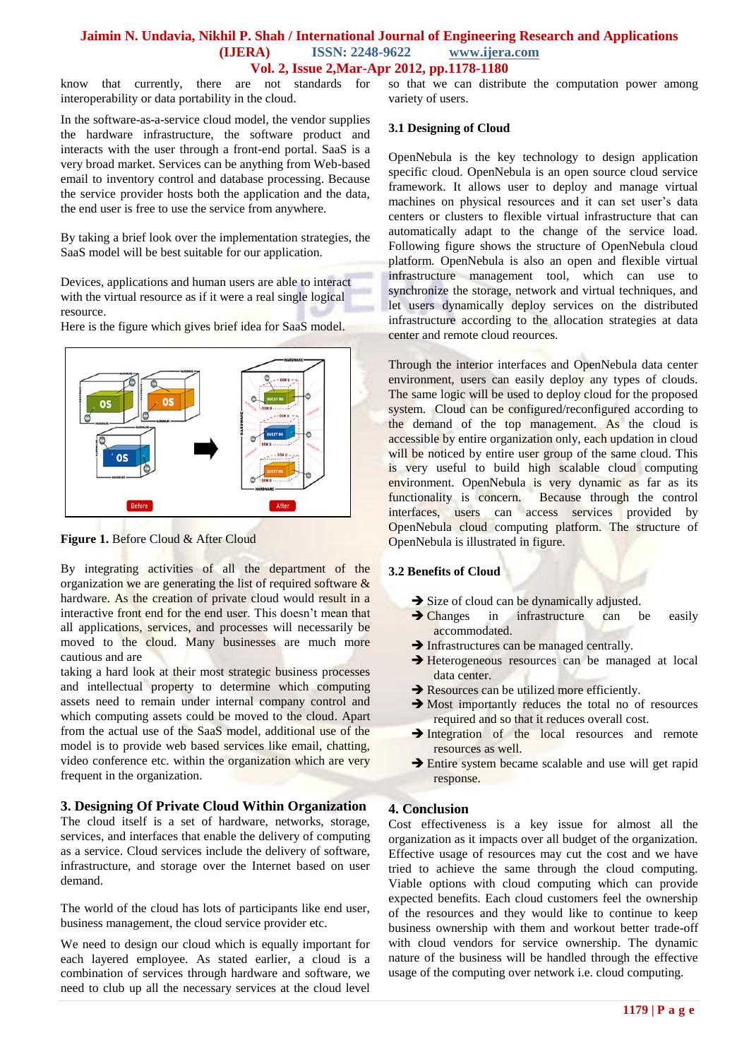know that currently, there are not standards for interoperability or data portability in the cloud.

In the software-as-a-service cloud model, the vendor supplies the hardware infrastructure, the software product and interacts with the user through a front-end portal. SaaS is a very broad market. Services can be anything from Web-based email to inventory control and database processing. Because the service provider hosts both the application and the data, the end user is free to use the service from anywhere.

By taking a brief look over the implementation strategies, the SaaS model will be best suitable for our application.

Devices, applications and human users are able to interact with the virtual resource as if it were a real single logical resource.

Here is the figure which gives brief idea for SaaS model.

**Figure 1.** Before Cloud & After Cloud

By integrating activities of all the department of the organization we are generating the list of required software & hardware. As the creation of private cloud would result in a interactive front end for the end user. This doesn't mean that all applications, services, and processes will necessarily be moved to the cloud. Many businesses are much more cautious and are taking a hard look at their most strategic business processes and intellectual property to determine which computing assets need to remain under internal company control and which computing assets could be moved to the cloud. Apart from the actual use of the SaaS model, additional use of the model is to provide web based services like email, chatting, video conference etc. within the organization which are very frequent in the organization.

## 3. Designing Of Private Cloud Within Organization

The cloud itself is a set of hardware, networks, storage, services, and interfaces that enable the delivery of computing as a service. Cloud services include the delivery of software, infrastructure, and storage over the Internet based on user demand.

The world of the cloud has lots of participants like end user, business management, the cloud service provider etc.

We need to design our cloud which is equally important for each layered employee. As stated earlier, a cloud is a combination of services through hardware and software, we need to club up all the necessary services at the cloud level so that we can distribute the computation power among variety of users.

### 3.1 Designing of Cloud

OpenNebula is the key technology to design application specific cloud. OpenNebula is an open source cloud service framework. It allows user to deploy and manage virtual machines on physical resources and it can set user's data centers or clusters to flexible virtual infrastructure that can automatically adapt to the change of the service load. Following figure shows the structure of OpenNebula cloud platform. OpenNebula is also an open and flexible virtual infrastructure management tool, which can use to synchronize the storage, network and virtual techniques, and let users dynamically deploy services on the distributed infrastructure according to the allocation strategies at data center and remote cloud reources.

Through the interior interfaces and OpenNebula data center environment, users can easily deploy any types of clouds. The same logic will be used to deploy cloud for the proposed system. Cloud can be configured/reconfigured according to the demand of the top management. As the cloud is accessible by entire organization only, each updation in cloud will be noticed by entire user group of the same cloud. This is very useful to build high scalable cloud computing environment. OpenNebula is very dynamic as far as its functionality is concern. Because through the control interfaces, users can access services provided by OpenNebula cloud computing platform. The structure of OpenNebula is illustrated in figure.

### 3.2 Benefits of Cloud

- ➔ Size of cloud can be dynamically adjusted.
- ➔ Changes in infrastructure can be easily accommodated.
- ➔ Infrastructures can be managed centrally.
- ➔ Heterogeneous resources can be managed at local data center.
- ➔ Resources can be utilized more efficiently.
- ➔ Most importantly reduces the total no of resources required and so that it reduces overall cost.
- ➔ Integration of the local resources and remote resources as well.
- ➔ Entire system became scalable and use will get rapid response.

## 4. Conclusion

Cost effectiveness is a key issue for almost all the organization as it impacts over all budget of the organization. Effective usage of resources may cut the cost and we have tried to achieve the same through the cloud computing. Viable options with cloud computing which can provide expected benefits. Each cloud customers feel the ownership of the resources and they would like to continue to keep business ownership with them and workout better trade-off with cloud vendors for service ownership. The dynamic nature of the business will be handled through the effective usage of the computing over network i.e. cloud computing.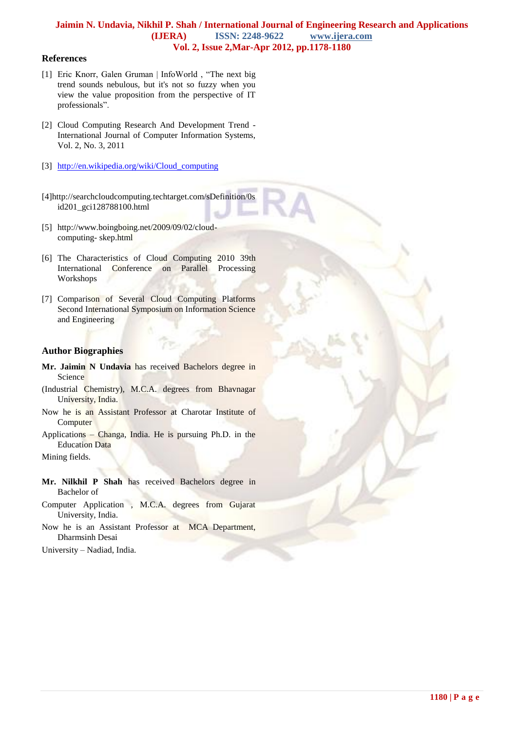## References

[1] Eric Knorr, Galen Gruman | InfoWorld , "The next big trend sounds nebulous, but it's not so fuzzy when you view the value proposition from the perspective of IT professionals".

[2] Cloud Computing Research And Development Trend - International Journal of Computer Information Systems, Vol. 2, No. 3, 2011

[3] http://en.wikipedia.org/wiki/Cloud_computing

[4]http://searchcloudcomputing.techtarget.com/sDefinition/0sid201_gci128788100.html

[5] http://www.boingboing.net/2009/09/02/cloud-computing- skep.html

[6] The Characteristics of Cloud Computing 2010 39th International Conference on Parallel Processing Workshops

[7] Comparison of Several Cloud Computing Platforms Second International Symposium on Information Science and Engineering

## Author Biographies

**Mr. Jaimin N Undavia** has received Bachelors degree in Science (Industrial Chemistry), M.C.A. degrees from Bhavnagar University, India. Now he is an Assistant Professor at Charotar Institute of Computer Applications – Changa, India. He is pursuing Ph.D. in the Education Data Mining fields.

**Mr. Nilkhil P Shah** has received Bachelors degree in Bachelor of Computer Application , M.C.A. degrees from Gujarat University, India. Now he is an Assistant Professor at MCA Department, Dharmsinh Desai University – Nadiad, India.